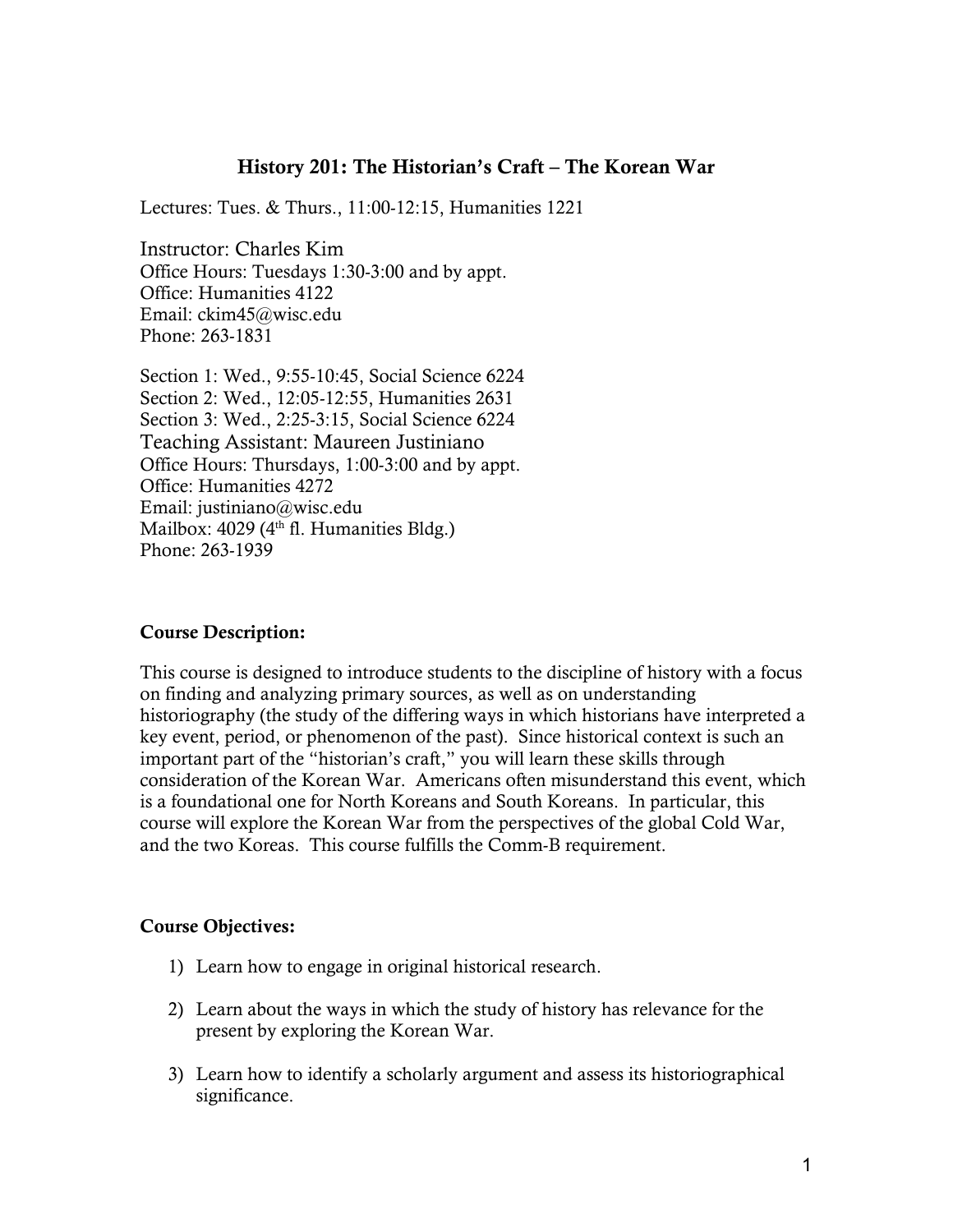# History 201: The Historian's Craft – The Korean War

Lectures: Tues. & Thurs., 11:00-12:15, Humanities 1221

Instructor: Charles Kim
Office Hours: Tuesdays 1:30-3:00 and by appt.
Office: Humanities 4122
Email: ckim45@wisc.edu
Phone: 263-1831

Section 1: Wed., 9:55-10:45, Social Science 6224
Section 2: Wed., 12:05-12:55, Humanities 2631
Section 3: Wed., 2:25-3:15, Social Science 6224
Teaching Assistant: Maureen Justiniano
Office Hours: Thursdays, 1:00-3:00 and by appt.
Office: Humanities 4272
Email: justiniano@wisc.edu
Mailbox: 4029 (4th fl. Humanities Bldg.)
Phone: 263-1939

## Course Description:

This course is designed to introduce students to the discipline of history with a focus on finding and analyzing primary sources, as well as on understanding historiography (the study of the differing ways in which historians have interpreted a key event, period, or phenomenon of the past). Since historical context is such an important part of the "historian's craft," you will learn these skills through consideration of the Korean War. Americans often misunderstand this event, which is a foundational one for North Koreans and South Koreans. In particular, this course will explore the Korean War from the perspectives of the global Cold War, and the two Koreas. This course fulfills the Comm-B requirement.

## Course Objectives:

1) Learn how to engage in original historical research.

2) Learn about the ways in which the study of history has relevance for the present by exploring the Korean War.

3) Learn how to identify a scholarly argument and assess its historiographical significance.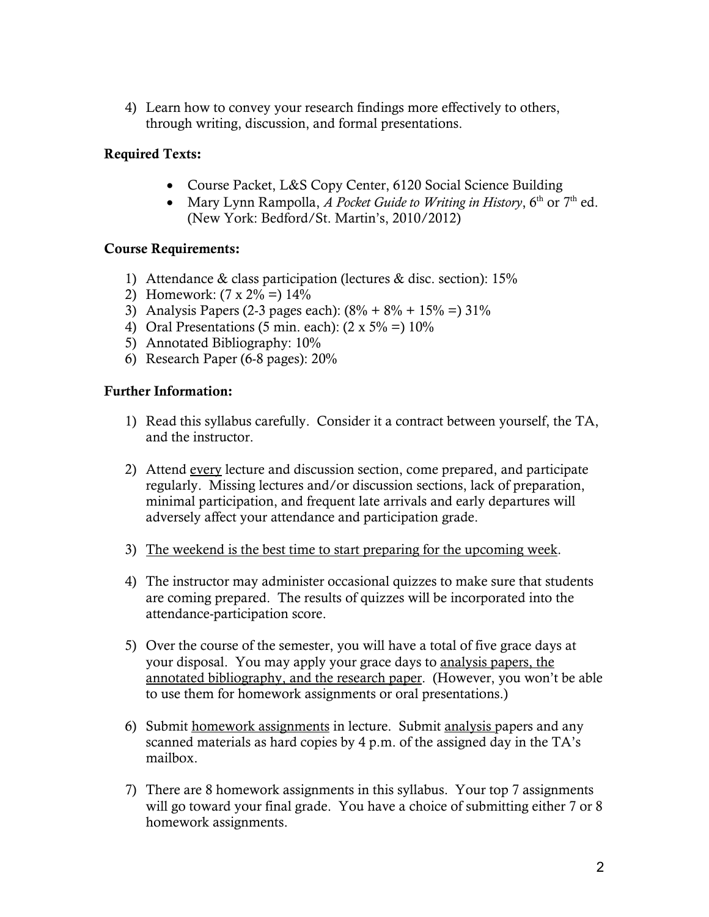4) Learn how to convey your research findings more effectively to others, through writing, discussion, and formal presentations.

**Required Texts:**

- Course Packet, L&S Copy Center, 6120 Social Science Building
- Mary Lynn Rampolla, *A Pocket Guide to Writing in History*, 6th or 7th ed. (New York: Bedford/St. Martin's, 2010/2012)

**Course Requirements:**

1) Attendance & class participation (lectures & disc. section): 15%
2) Homework: (7 x 2% =) 14%
3) Analysis Papers (2-3 pages each): (8% + 8% + 15% =) 31%
4) Oral Presentations (5 min. each): (2 x 5% =) 10%
5) Annotated Bibliography: 10%
6) Research Paper (6-8 pages): 20%

**Further Information:**

1) Read this syllabus carefully. Consider it a contract between yourself, the TA, and the instructor.

2) Attend <u>every</u> lecture and discussion section, come prepared, and participate regularly. Missing lectures and/or discussion sections, lack of preparation, minimal participation, and frequent late arrivals and early departures will adversely affect your attendance and participation grade.

3) <u>The weekend is the best time to start preparing for the upcoming week</u>.

4) The instructor may administer occasional quizzes to make sure that students are coming prepared. The results of quizzes will be incorporated into the attendance-participation score.

5) Over the course of the semester, you will have a total of five grace days at your disposal. You may apply your grace days to <u>analysis papers, the annotated bibliography, and the research paper</u>. (However, you won't be able to use them for homework assignments or oral presentations.)

6) Submit <u>homework assignments</u> in lecture. Submit <u>analysis</u> papers and any scanned materials as hard copies by 4 p.m. of the assigned day in the TA's mailbox.

7) There are 8 homework assignments in this syllabus. Your top 7 assignments will go toward your final grade. You have a choice of submitting either 7 or 8 homework assignments.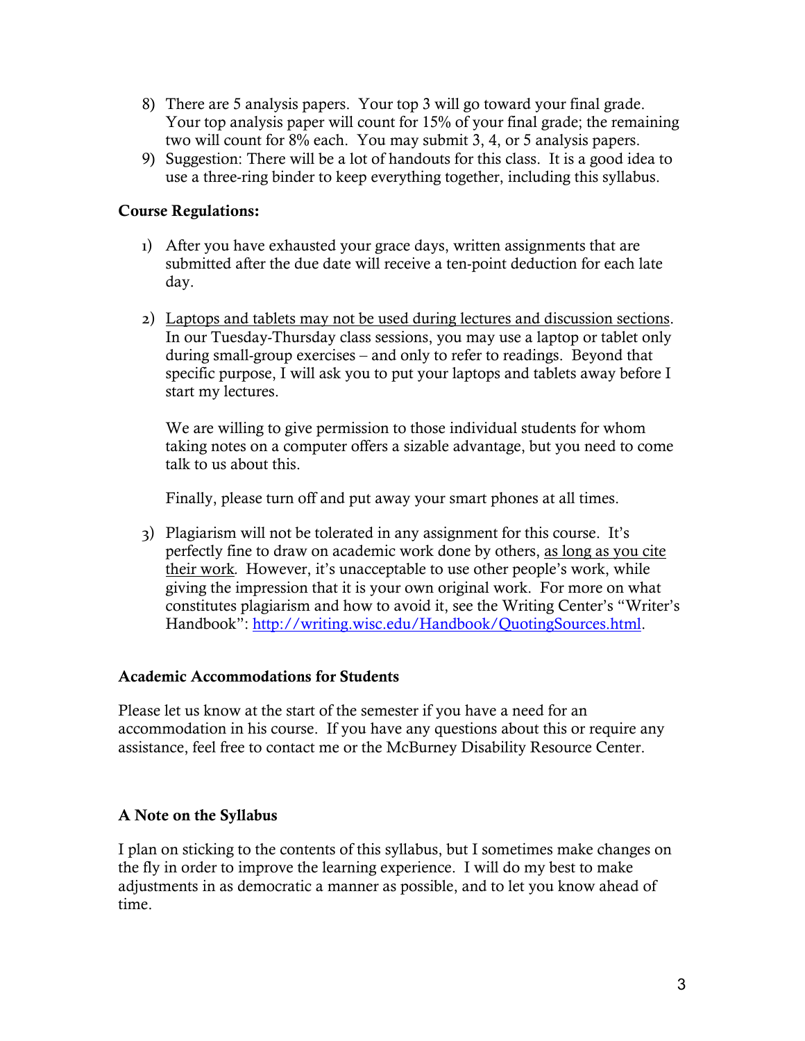8) There are 5 analysis papers. Your top 3 will go toward your final grade. Your top analysis paper will count for 15% of your final grade; the remaining two will count for 8% each. You may submit 3, 4, or 5 analysis papers.
9) Suggestion: There will be a lot of handouts for this class. It is a good idea to use a three-ring binder to keep everything together, including this syllabus.

**Course Regulations:**

1) After you have exhausted your grace days, written assignments that are submitted after the due date will receive a ten-point deduction for each late day.

2) <u>Laptops and tablets may not be used during lectures and discussion sections</u>. In our Tuesday-Thursday class sessions, you may use a laptop or tablet only during small-group exercises – and only to refer to readings. Beyond that specific purpose, I will ask you to put your laptops and tablets away before I start my lectures.

   We are willing to give permission to those individual students for whom taking notes on a computer offers a sizable advantage, but you need to come talk to us about this.

   Finally, please turn off and put away your smart phones at all times.

3) Plagiarism will not be tolerated in any assignment for this course. It's perfectly fine to draw on academic work done by others, <u>as long as you cite their work</u>. However, it's unacceptable to use other people's work, while giving the impression that it is your own original work. For more on what constitutes plagiarism and how to avoid it, see the Writing Center's "Writer's Handbook": [http://writing.wisc.edu/Handbook/QuotingSources.html](http://writing.wisc.edu/Handbook/QuotingSources.html).

**Academic Accommodations for Students**

Please let us know at the start of the semester if you have a need for an accommodation in his course. If you have any questions about this or require any assistance, feel free to contact me or the McBurney Disability Resource Center.

**A Note on the Syllabus**

I plan on sticking to the contents of this syllabus, but I sometimes make changes on the fly in order to improve the learning experience. I will do my best to make adjustments in as democratic a manner as possible, and to let you know ahead of time.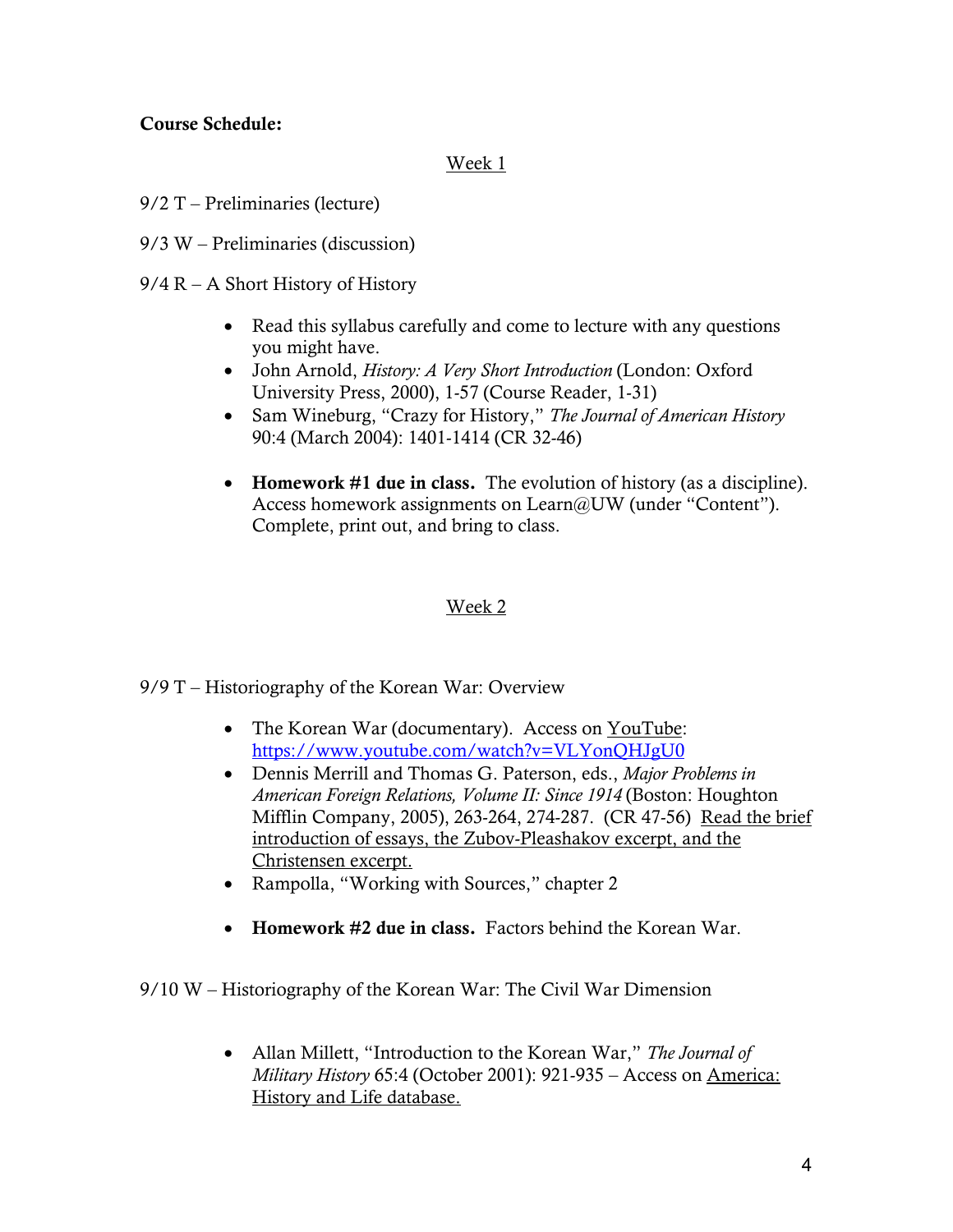**Course Schedule:**

Week 1

9/2 T – Preliminaries (lecture)

9/3 W – Preliminaries (discussion)

9/4 R – A Short History of History

- Read this syllabus carefully and come to lecture with any questions you might have.
- John Arnold, *History: A Very Short Introduction* (London: Oxford University Press, 2000), 1-57 (Course Reader, 1-31)
- Sam Wineburg, "Crazy for History," *The Journal of American History* 90:4 (March 2004): 1401-1414 (CR 32-46)

- **Homework #1 due in class.** The evolution of history (as a discipline). Access homework assignments on Learn@UW (under "Content"). Complete, print out, and bring to class.

Week 2

9/9 T – Historiography of the Korean War: Overview

- The Korean War (documentary). Access on YouTube: https://www.youtube.com/watch?v=VLYonQHJgU0
- Dennis Merrill and Thomas G. Paterson, eds., *Major Problems in American Foreign Relations, Volume II: Since 1914* (Boston: Houghton Mifflin Company, 2005), 263-264, 274-287. (CR 47-56) Read the brief introduction of essays, the Zubov-Pleashakov excerpt, and the Christensen excerpt.
- Rampolla, "Working with Sources," chapter 2

- **Homework #2 due in class.** Factors behind the Korean War.

9/10 W – Historiography of the Korean War: The Civil War Dimension

- Allan Millett, "Introduction to the Korean War," *The Journal of Military History* 65:4 (October 2001): 921-935 – Access on America: History and Life database.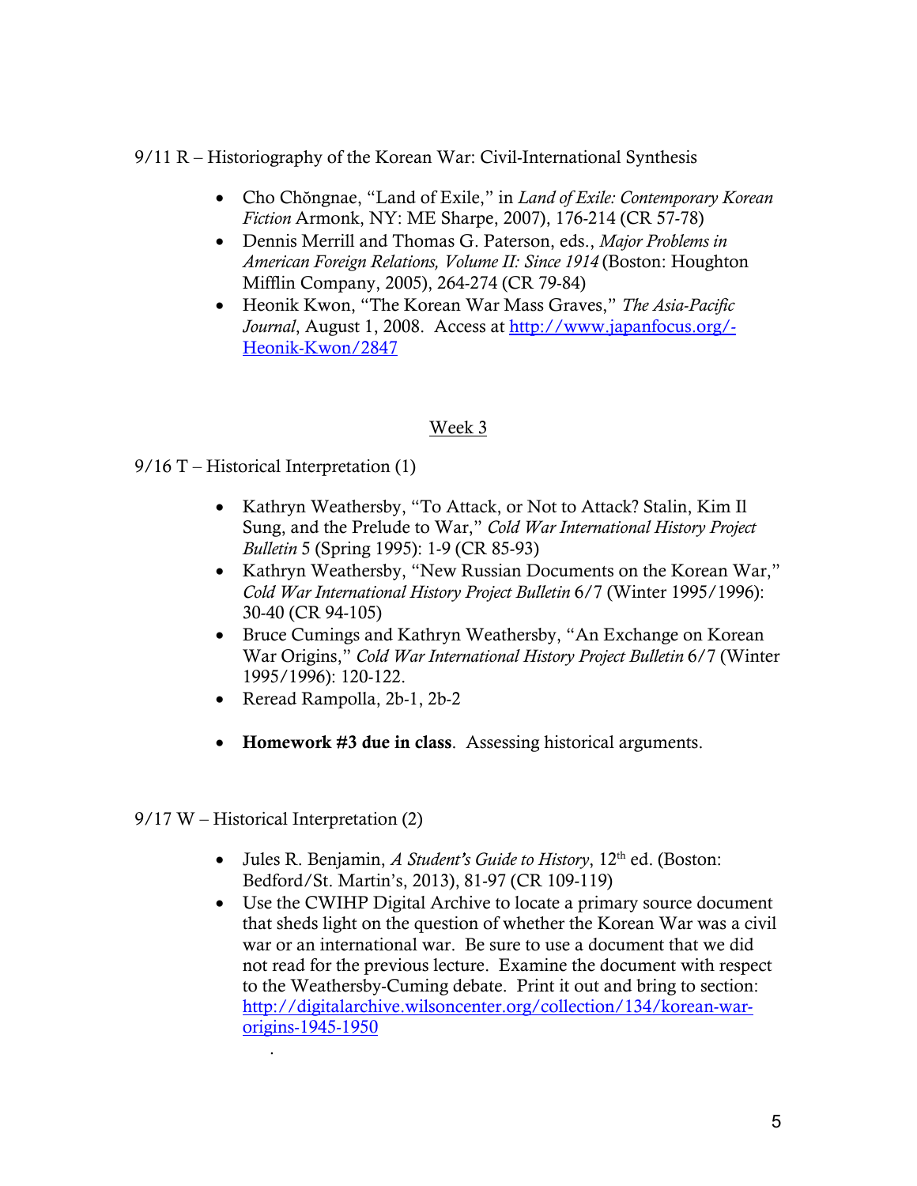9/11 R – Historiography of the Korean War: Civil-International Synthesis

- Cho Chŏngnae, "Land of Exile," in *Land of Exile: Contemporary Korean Fiction* Armonk, NY: ME Sharpe, 2007), 176-214 (CR 57-78)
- Dennis Merrill and Thomas G. Paterson, eds., *Major Problems in American Foreign Relations, Volume II: Since 1914* (Boston: Houghton Mifflin Company, 2005), 264-274 (CR 79-84)
- Heonik Kwon, "The Korean War Mass Graves," *The Asia-Pacific Journal*, August 1, 2008. Access at [http://www.japanfocus.org/-Heonik-Kwon/2847](http://www.japanfocus.org/-Heonik-Kwon/2847)

## Week 3

9/16 T – Historical Interpretation (1)

- Kathryn Weathersby, "To Attack, or Not to Attack? Stalin, Kim Il Sung, and the Prelude to War," *Cold War International History Project Bulletin* 5 (Spring 1995): 1-9 (CR 85-93)
- Kathryn Weathersby, "New Russian Documents on the Korean War," *Cold War International History Project Bulletin* 6/7 (Winter 1995/1996): 30-40 (CR 94-105)
- Bruce Cumings and Kathryn Weathersby, "An Exchange on Korean War Origins," *Cold War International History Project Bulletin* 6/7 (Winter 1995/1996): 120-122.
- Reread Rampolla, 2b-1, 2b-2
- **Homework #3 due in class**. Assessing historical arguments.

9/17 W – Historical Interpretation (2)

- Jules R. Benjamin, *A Student's Guide to History*, 12th ed. (Boston: Bedford/St. Martin's, 2013), 81-97 (CR 109-119)
- Use the CWIHP Digital Archive to locate a primary source document that sheds light on the question of whether the Korean War was a civil war or an international war. Be sure to use a document that we did not read for the previous lecture. Examine the document with respect to the Weathersby-Cuming debate. Print it out and bring to section: [http://digitalarchive.wilsoncenter.org/collection/134/korean-war-origins-1945-1950](http://digitalarchive.wilsoncenter.org/collection/134/korean-war-origins-1945-1950)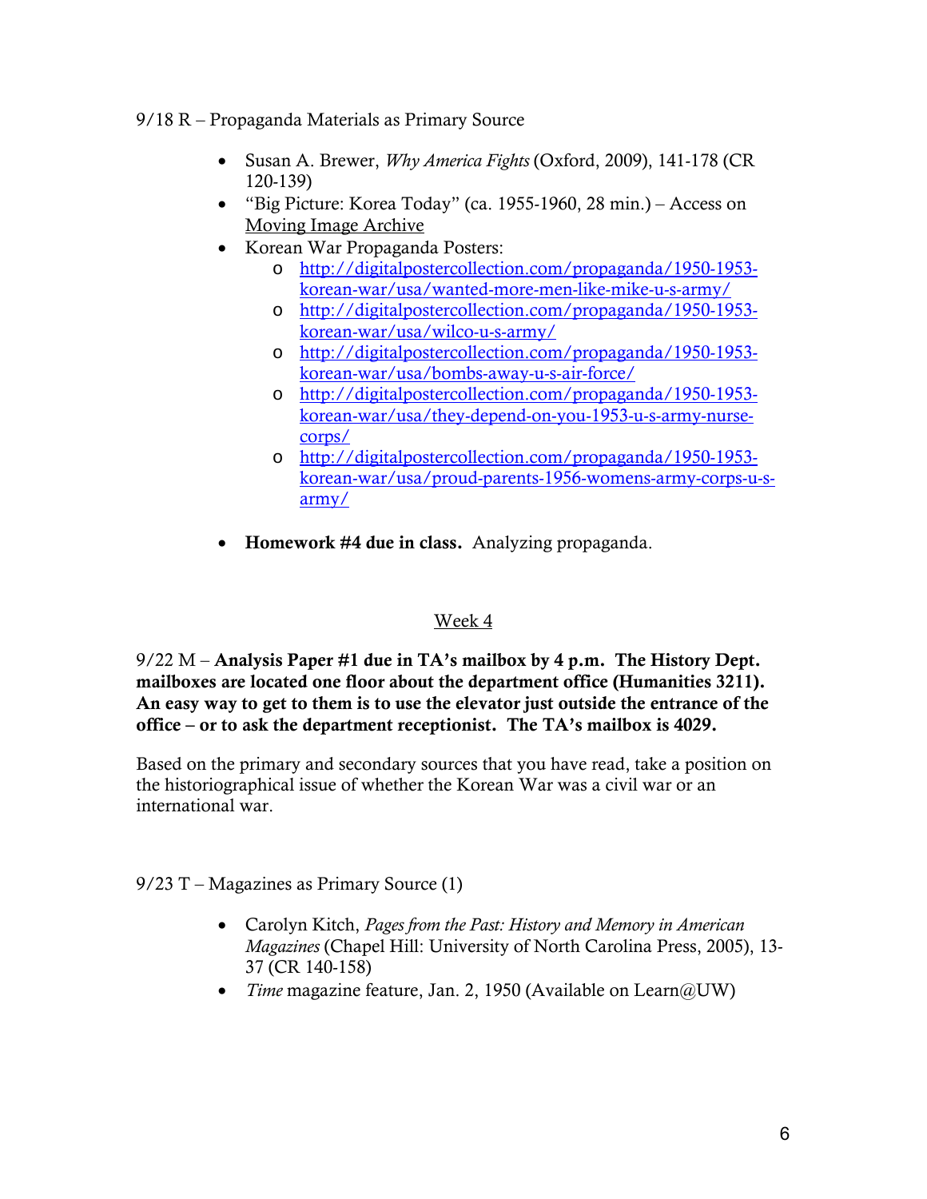9/18 R – Propaganda Materials as Primary Source

- Susan A. Brewer, *Why America Fights* (Oxford, 2009), 141-178 (CR 120-139)
- "Big Picture: Korea Today" (ca. 1955-1960, 28 min.) – Access on Moving Image Archive
- Korean War Propaganda Posters:
  - http://digitalpostercollection.com/propaganda/1950-1953-korean-war/usa/wanted-more-men-like-mike-u-s-army/
  - http://digitalpostercollection.com/propaganda/1950-1953-korean-war/usa/wilco-u-s-army/
  - http://digitalpostercollection.com/propaganda/1950-1953-korean-war/usa/bombs-away-u-s-air-force/
  - http://digitalpostercollection.com/propaganda/1950-1953-korean-war/usa/they-depend-on-you-1953-u-s-army-nurse-corps/
  - http://digitalpostercollection.com/propaganda/1950-1953-korean-war/usa/proud-parents-1956-womens-army-corps-u-s-army/
- **Homework #4 due in class.** Analyzing propaganda.

## Week 4

9/22 M – **Analysis Paper #1 due in TA's mailbox by 4 p.m. The History Dept. mailboxes are located one floor about the department office (Humanities 3211). An easy way to get to them is to use the elevator just outside the entrance of the office – or to ask the department receptionist. The TA's mailbox is 4029.**

Based on the primary and secondary sources that you have read, take a position on the historiographical issue of whether the Korean War was a civil war or an international war.

9/23 T – Magazines as Primary Source (1)

- Carolyn Kitch, *Pages from the Past: History and Memory in American Magazines* (Chapel Hill: University of North Carolina Press, 2005), 13-37 (CR 140-158)
- *Time* magazine feature, Jan. 2, 1950 (Available on Learn@UW)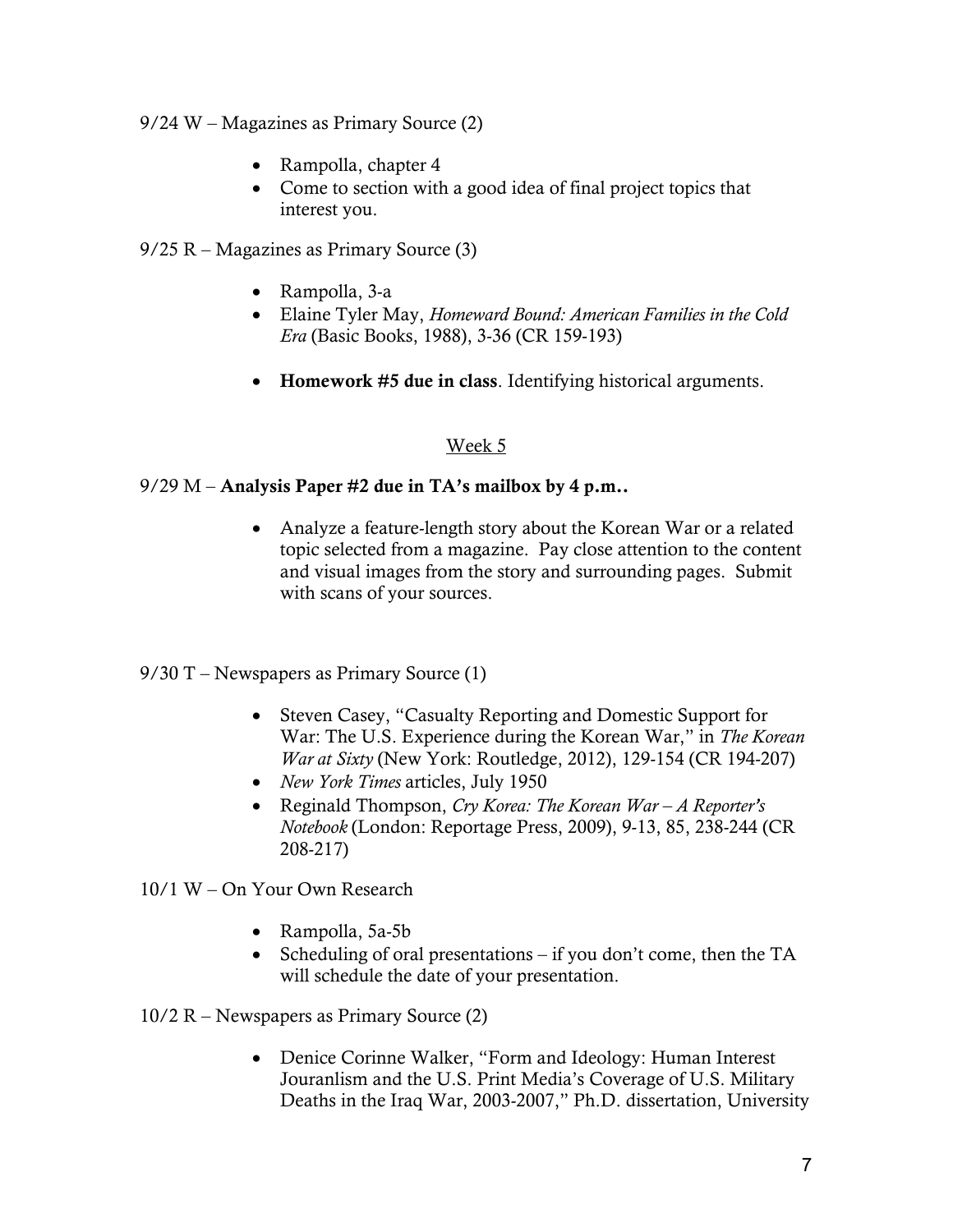9/24 W – Magazines as Primary Source (2)

- Rampolla, chapter 4
- Come to section with a good idea of final project topics that interest you.

9/25 R – Magazines as Primary Source (3)

- Rampolla, 3-a
- Elaine Tyler May, *Homeward Bound: American Families in the Cold Era* (Basic Books, 1988), 3-36 (CR 159-193)

- **Homework #5 due in class**. Identifying historical arguments.

<u>Week 5</u>

9/29 M – **Analysis Paper #2 due in TA's mailbox by 4 p.m..**

- Analyze a feature-length story about the Korean War or a related topic selected from a magazine. Pay close attention to the content and visual images from the story and surrounding pages. Submit with scans of your sources.

9/30 T – Newspapers as Primary Source (1)

- Steven Casey, "Casualty Reporting and Domestic Support for War: The U.S. Experience during the Korean War," in *The Korean War at Sixty* (New York: Routledge, 2012), 129-154 (CR 194-207)
- *New York Times* articles, July 1950
- Reginald Thompson, *Cry Korea: The Korean War – A Reporter's Notebook* (London: Reportage Press, 2009), 9-13, 85, 238-244 (CR 208-217)

10/1 W – On Your Own Research

- Rampolla, 5a-5b
- Scheduling of oral presentations – if you don't come, then the TA will schedule the date of your presentation.

10/2 R – Newspapers as Primary Source (2)

- Denice Corinne Walker, "Form and Ideology: Human Interest Jouranlism and the U.S. Print Media's Coverage of U.S. Military Deaths in the Iraq War, 2003-2007," Ph.D. dissertation, University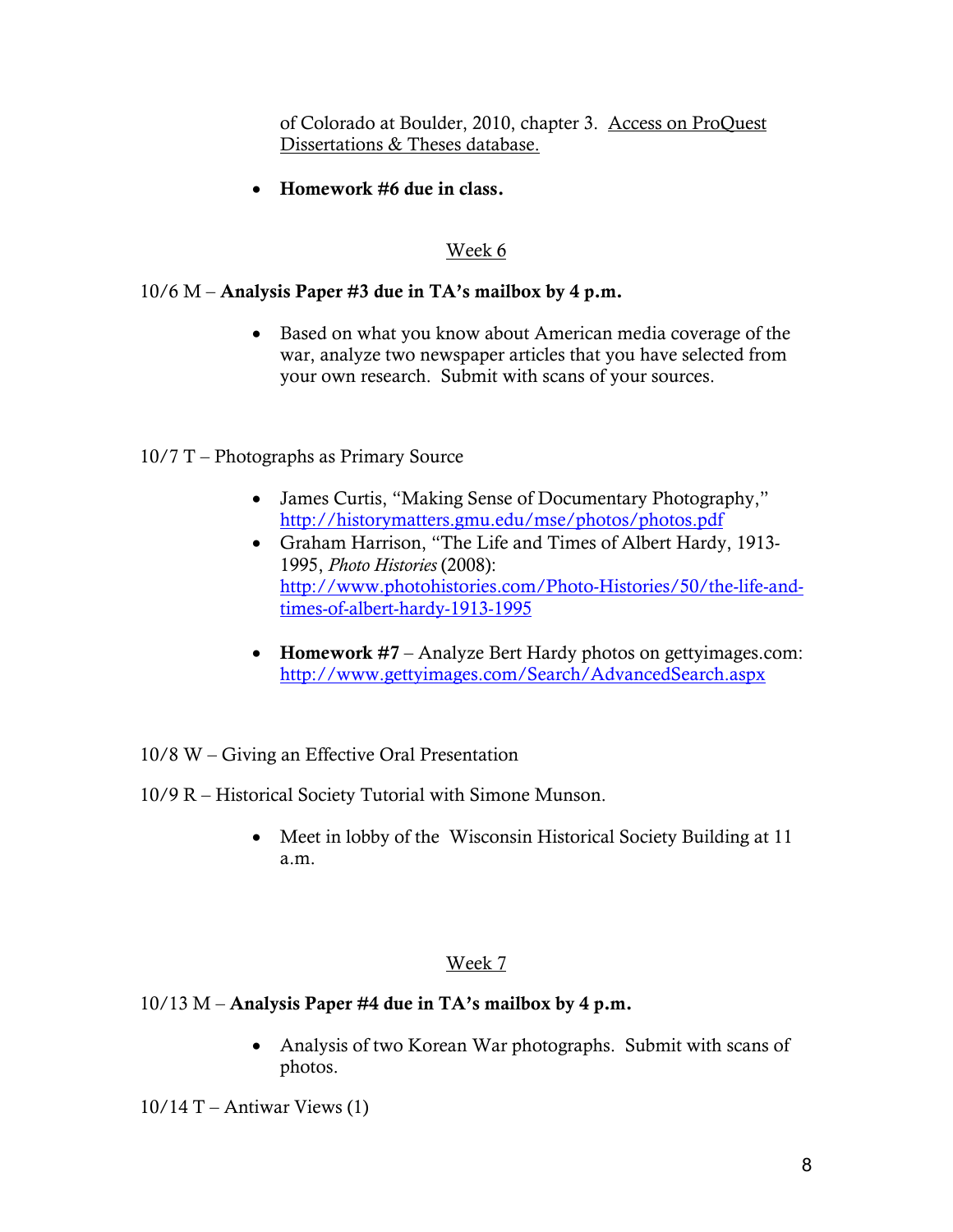of Colorado at Boulder, 2010, chapter 3. Access on ProQuest Dissertations & Theses database.

- **Homework #6 due in class.**

## Week 6

10/6 M – **Analysis Paper #3 due in TA's mailbox by 4 p.m.**

- Based on what you know about American media coverage of the war, analyze two newspaper articles that you have selected from your own research. Submit with scans of your sources.

10/7 T – Photographs as Primary Source

- James Curtis, "Making Sense of Documentary Photography," http://historymatters.gmu.edu/mse/photos/photos.pdf
- Graham Harrison, "The Life and Times of Albert Hardy, 1913-1995, *Photo Histories* (2008): http://www.photohistories.com/Photo-Histories/50/the-life-and-times-of-albert-hardy-1913-1995

- **Homework #7** – Analyze Bert Hardy photos on gettyimages.com: http://www.gettyimages.com/Search/AdvancedSearch.aspx

10/8 W – Giving an Effective Oral Presentation

10/9 R – Historical Society Tutorial with Simone Munson.

- Meet in lobby of the Wisconsin Historical Society Building at 11 a.m.

## Week 7

10/13 M – **Analysis Paper #4 due in TA's mailbox by 4 p.m.**

- Analysis of two Korean War photographs. Submit with scans of photos.

10/14 T – Antiwar Views (1)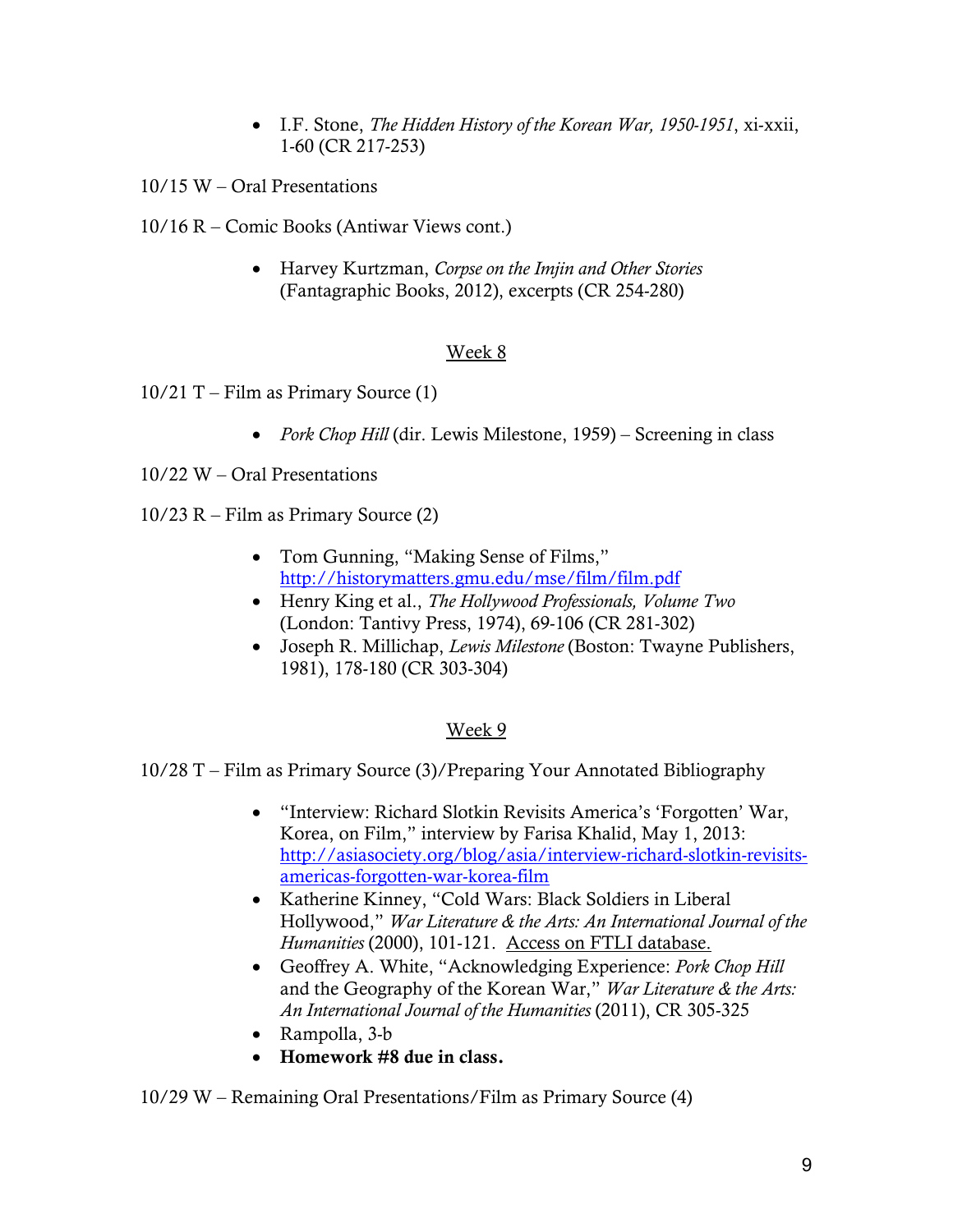- I.F. Stone, *The Hidden History of the Korean War, 1950-1951*, xi-xxii, 1-60 (CR 217-253)

10/15 W – Oral Presentations

10/16 R – Comic Books (Antiwar Views cont.)

- Harvey Kurtzman, *Corpse on the Imjin and Other Stories* (Fantagraphic Books, 2012), excerpts (CR 254-280)

## Week 8

10/21 T – Film as Primary Source (1)

- *Pork Chop Hill* (dir. Lewis Milestone, 1959) – Screening in class

10/22 W – Oral Presentations

10/23 R – Film as Primary Source (2)

- Tom Gunning, "Making Sense of Films," http://historymatters.gmu.edu/mse/film/film.pdf
- Henry King et al., *The Hollywood Professionals, Volume Two* (London: Tantivy Press, 1974), 69-106 (CR 281-302)
- Joseph R. Millichap, *Lewis Milestone* (Boston: Twayne Publishers, 1981), 178-180 (CR 303-304)

## Week 9

10/28 T – Film as Primary Source (3)/Preparing Your Annotated Bibliography

- "Interview: Richard Slotkin Revisits America's 'Forgotten' War, Korea, on Film," interview by Farisa Khalid, May 1, 2013: http://asiasociety.org/blog/asia/interview-richard-slotkin-revisits-americas-forgotten-war-korea-film
- Katherine Kinney, "Cold Wars: Black Soldiers in Liberal Hollywood," *War Literature & the Arts: An International Journal of the Humanities* (2000), 101-121. Access on FTLI database.
- Geoffrey A. White, "Acknowledging Experience: *Pork Chop Hill* and the Geography of the Korean War," *War Literature & the Arts: An International Journal of the Humanities* (2011), CR 305-325
- Rampolla, 3-b
- **Homework #8 due in class.**

10/29 W – Remaining Oral Presentations/Film as Primary Source (4)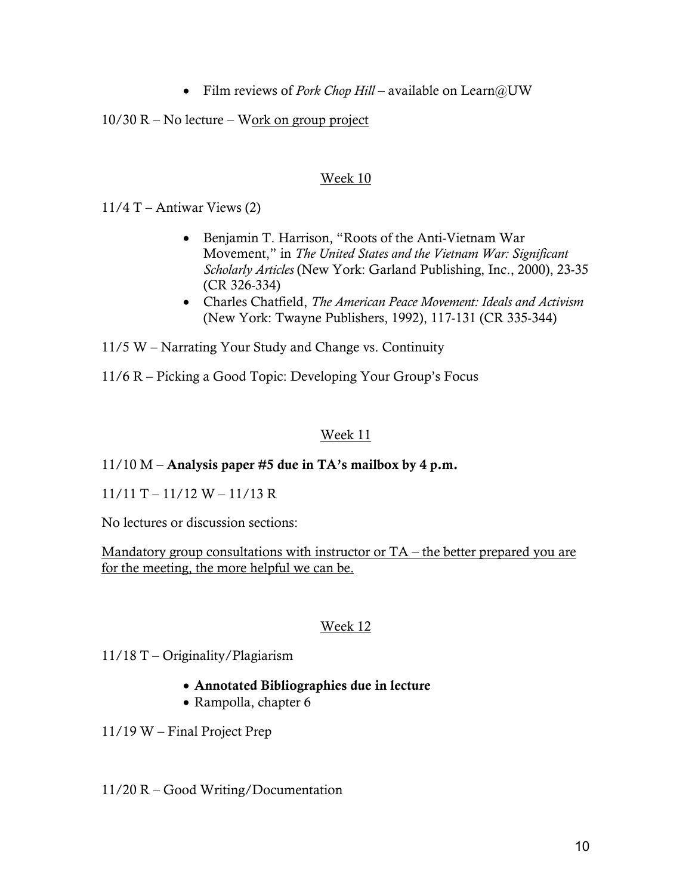- Film reviews of *Pork Chop Hill* – available on Learn@UW

10/30 R – No lecture – Work on group project

## Week 10

11/4 T – Antiwar Views (2)

- Benjamin T. Harrison, "Roots of the Anti-Vietnam War Movement," in *The United States and the Vietnam War: Significant Scholarly Articles* (New York: Garland Publishing, Inc., 2000), 23-35 (CR 326-334)
- Charles Chatfield, *The American Peace Movement: Ideals and Activism* (New York: Twayne Publishers, 1992), 117-131 (CR 335-344)

11/5 W – Narrating Your Study and Change vs. Continuity

11/6 R – Picking a Good Topic: Developing Your Group's Focus

## Week 11

11/10 M – **Analysis paper #5 due in TA's mailbox by 4 p.m.**

11/11 T – 11/12 W – 11/13 R

No lectures or discussion sections:

Mandatory group consultations with instructor or TA – the better prepared you are for the meeting, the more helpful we can be.

## Week 12

11/18 T – Originality/Plagiarism

- **Annotated Bibliographies due in lecture**
- Rampolla, chapter 6

11/19 W – Final Project Prep

11/20 R – Good Writing/Documentation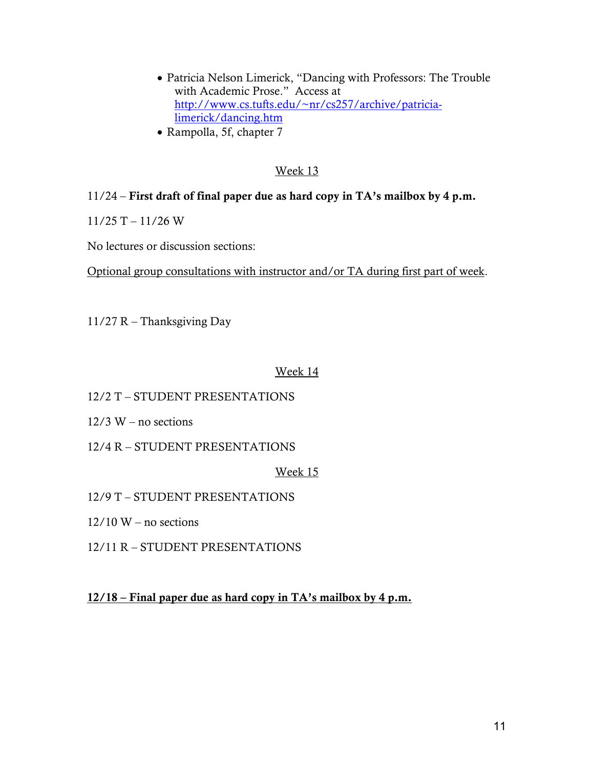- Patricia Nelson Limerick, "Dancing with Professors: The Trouble with Academic Prose." Access at [http://www.cs.tufts.edu/~nr/cs257/archive/patricia-limerick/dancing.htm](http://www.cs.tufts.edu/~nr/cs257/archive/patricia-limerick/dancing.htm)
- Rampolla, 5f, chapter 7

## Week 13

11/24 – **First draft of final paper due as hard copy in TA's mailbox by 4 p.m.**

11/25 T – 11/26 W

No lectures or discussion sections:

<u>Optional group consultations with instructor and/or TA during first part of week</u>.

11/27 R – Thanksgiving Day

## Week 14

12/2 T – STUDENT PRESENTATIONS

12/3 W – no sections

12/4 R – STUDENT PRESENTATIONS

## Week 15

12/9 T – STUDENT PRESENTATIONS

12/10 W – no sections

12/11 R – STUDENT PRESENTATIONS

<u>**12/18 – Final paper due as hard copy in TA's mailbox by 4 p.m.**</u>